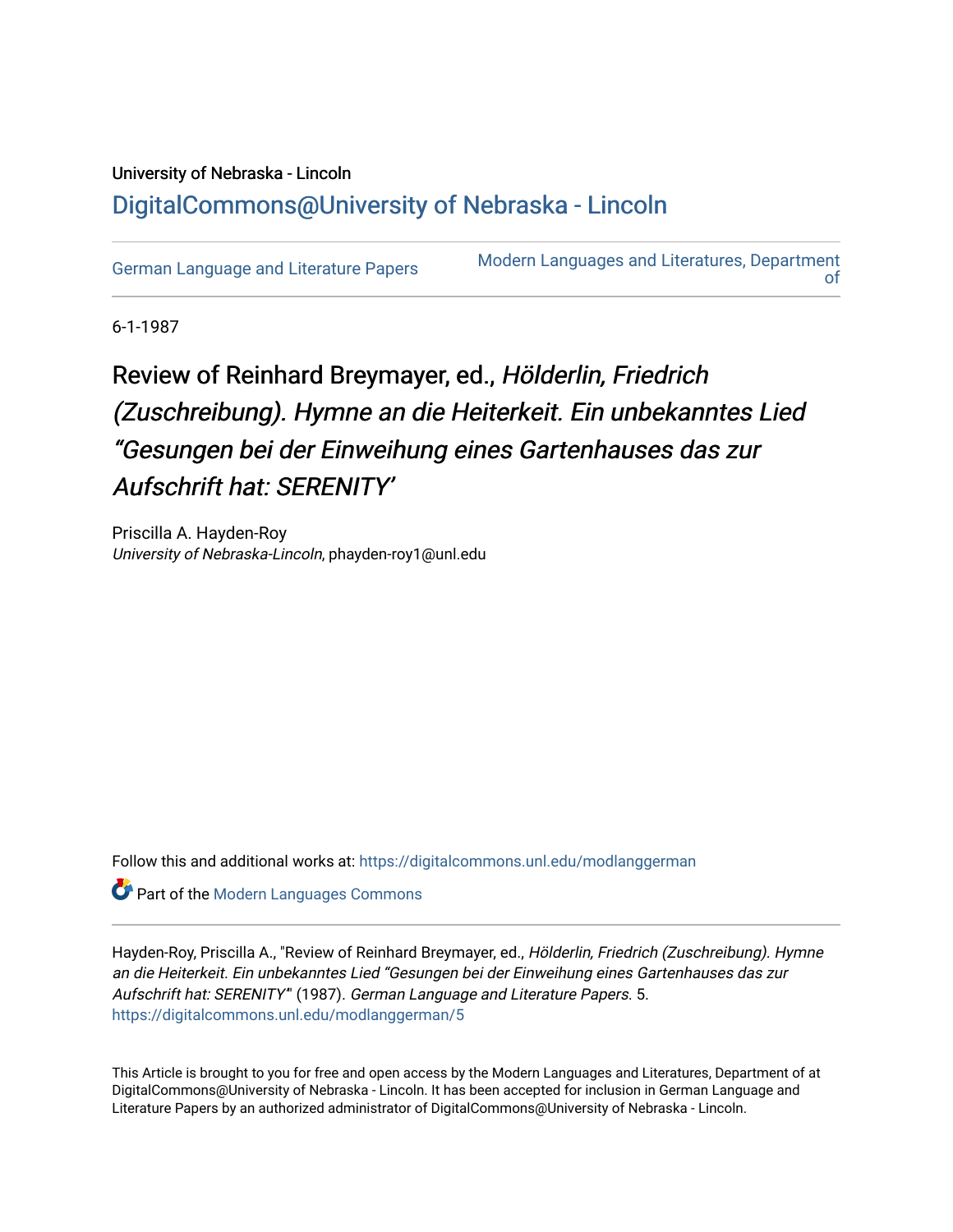University of Nebraska - Lincoln

DigitalCommons@University of Nebraska - Lincoln

German Language and Literature Papers | Modern Languages and Literatures, Department of

6-1-1987

# Review of Reinhard Breymayer, ed., *Hölderlin, Friedrich (Zuschreibung). Hymne an die Heiterkeit. Ein unbekanntes Lied "Gesungen bei der Einweihung eines Gartenhauses das zur Aufschrift hat: SERENITY'*

Priscilla A. Hayden-Roy
*University of Nebraska-Lincoln*, phayden-roy1@unl.edu

Follow this and additional works at: https://digitalcommons.unl.edu/modlanggerman

Part of the Modern Languages Commons

Hayden-Roy, Priscilla A., "Review of Reinhard Breymayer, ed., *Hölderlin, Friedrich (Zuschreibung). Hymne an die Heiterkeit. Ein unbekanntes Lied "Gesungen bei der Einweihung eines Gartenhauses das zur Aufschrift hat: SERENITY'*" (1987). *German Language and Literature Papers*. 5.
https://digitalcommons.unl.edu/modlanggerman/5

This Article is brought to you for free and open access by the Modern Languages and Literatures, Department of at DigitalCommons@University of Nebraska - Lincoln. It has been accepted for inclusion in German Language and Literature Papers by an authorized administrator of DigitalCommons@University of Nebraska - Lincoln.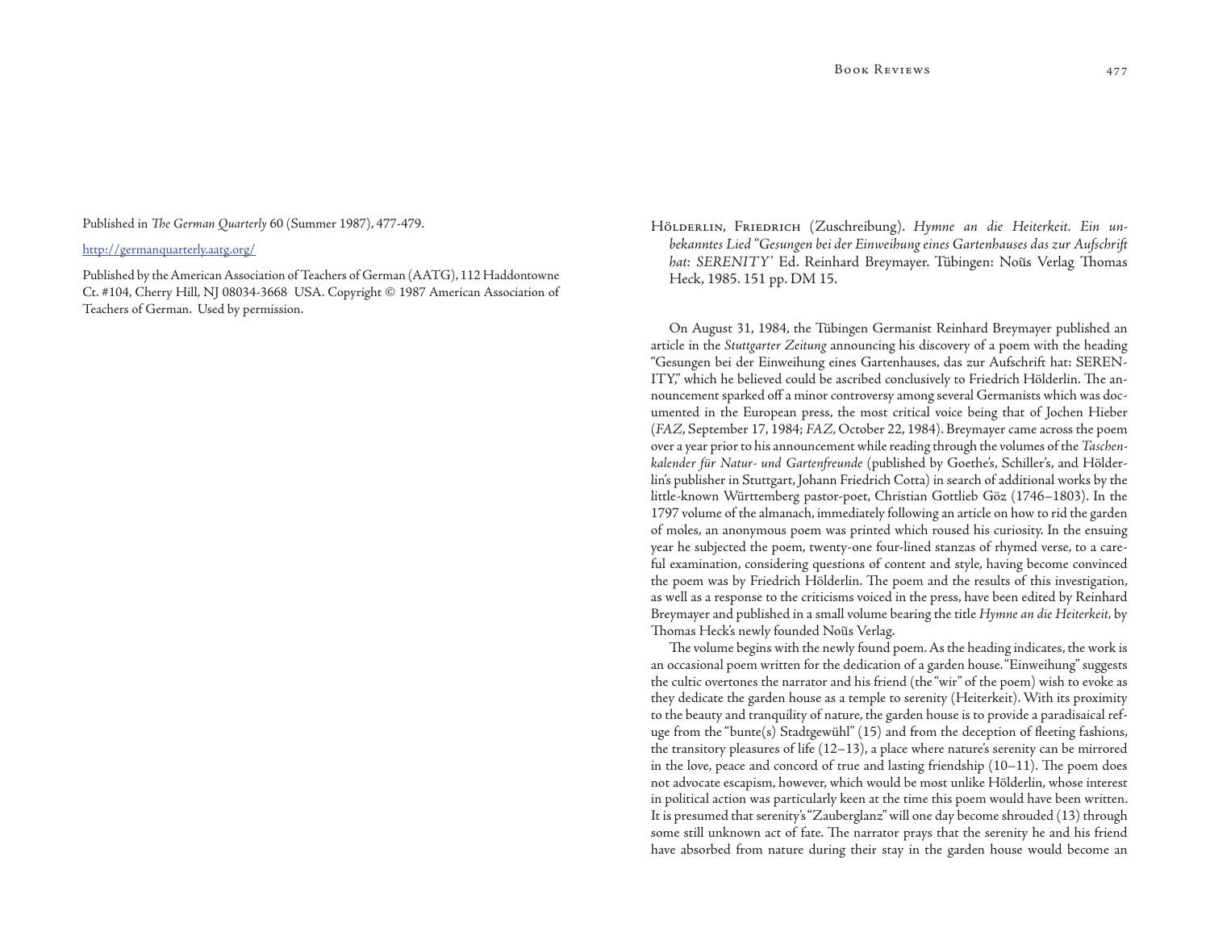Published in *The German Quarterly* 60 (Summer 1987), 477-479.

http://germanquarterly.aatg.org/

Published by the American Association of Teachers of German (AATG), 112 Haddontowne Ct. #104, Cherry Hill, NJ 08034-3668 USA. Copyright © 1987 American Association of Teachers of German. Used by permission.

Hölderlin, Friedrich (Zuschreibung). *Hymne an die Heiterkeit. Ein unbekanntes Lied "Gesungen bei der Einweihung eines Gartenhauses das zur Aufschrift hat: SERENITY'* Ed. Reinhard Breymayer. Tübingen: Noũs Verlag Thomas Heck, 1985. 151 pp. DM 15.

On August 31, 1984, the Tübingen Germanist Reinhard Breymayer published an article in the *Stuttgarter Zeitung* announcing his discovery of a poem with the heading "Gesungen bei der Einweihung eines Gartenhauses, das zur Aufschrift hat: SERENITY," which he believed could be ascribed conclusively to Friedrich Hölderlin. The announcement sparked off a minor controversy among several Germanists which was documented in the European press, the most critical voice being that of Jochen Hieber (*FAZ*, September 17, 1984; *FAZ*, October 22, 1984). Breymayer came across the poem over a year prior to his announcement while reading through the volumes of the *Taschenkalender für Natur- und Gartenfreunde* (published by Goethe's, Schiller's, and Hölderlin's publisher in Stuttgart, Johann Friedrich Cotta) in search of additional works by the little-known Württemberg pastor-poet, Christian Gottlieb Göz (1746–1803). In the 1797 volume of the almanach, immediately following an article on how to rid the garden of moles, an anonymous poem was printed which roused his curiosity. In the ensuing year he subjected the poem, twenty-one four-lined stanzas of rhymed verse, to a careful examination, considering questions of content and style, having become convinced the poem was by Friedrich Hölderlin. The poem and the results of this investigation, as well as a response to the criticisms voiced in the press, have been edited by Reinhard Breymayer and published in a small volume bearing the title *Hymne an die Heiterkeit*, by Thomas Heck's newly founded Noũs Verlag.

The volume begins with the newly found poem. As the heading indicates, the work is an occasional poem written for the dedication of a garden house. "Einweihung" suggests the cultic overtones the narrator and his friend (the "wir" of the poem) wish to evoke as they dedicate the garden house as a temple to serenity (Heiterkeit). With its proximity to the beauty and tranquility of nature, the garden house is to provide a paradisaical refuge from the "bunte(s) Stadtgewühl" (15) and from the deception of fleeting fashions, the transitory pleasures of life (12–13), a place where nature's serenity can be mirrored in the love, peace and concord of true and lasting friendship (10–11). The poem does not advocate escapism, however, which would be most unlike Hölderlin, whose interest in political action was particularly keen at the time this poem would have been written. It is presumed that serenity's "Zauberglanz" will one day become shrouded (13) through some still unknown act of fate. The narrator prays that the serenity he and his friend have absorbed from nature during their stay in the garden house would become an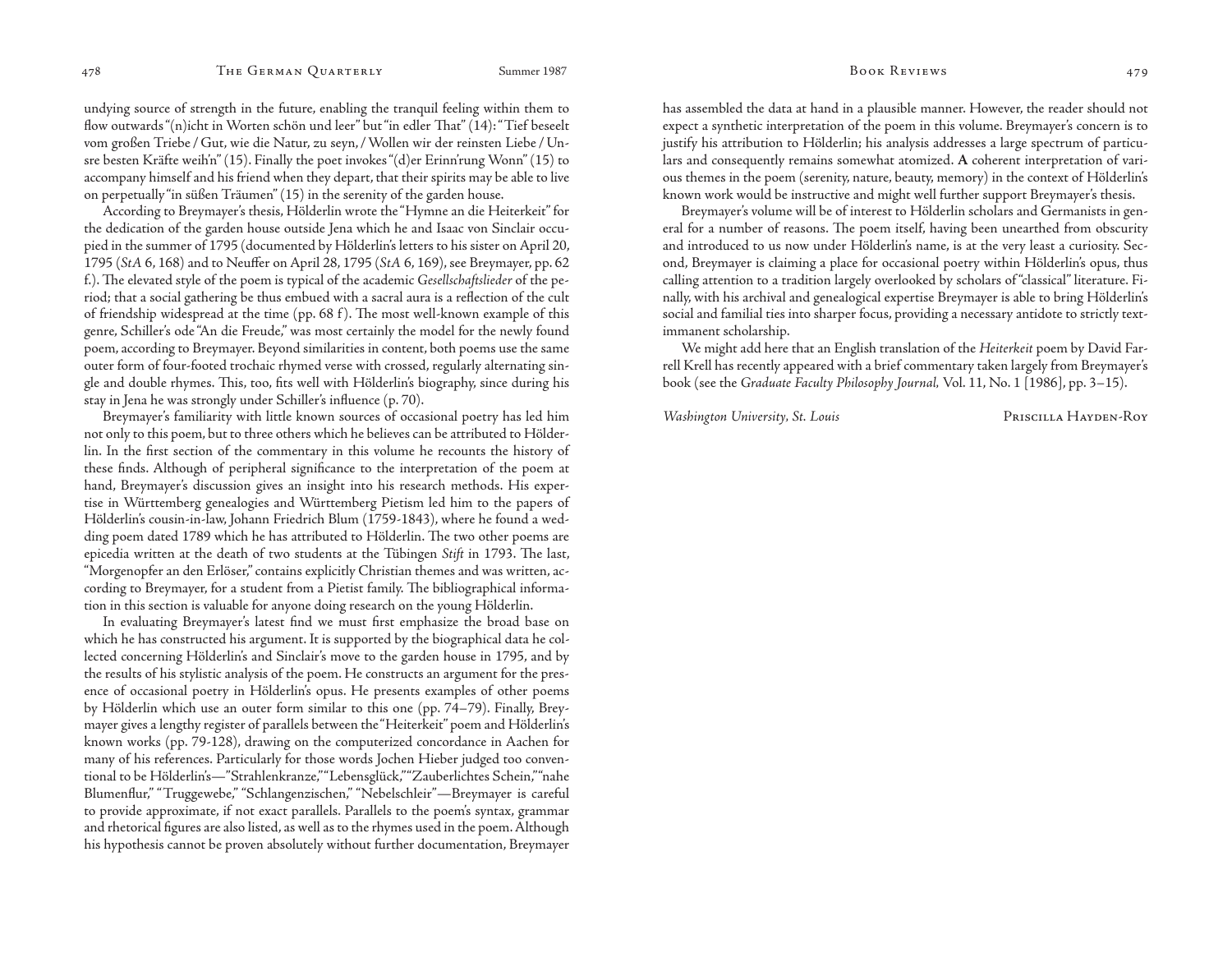undying source of strength in the future, enabling the tranquil feeling within them to flow outwards "(n)icht in Worten schön und leer" but "in edler That" (14): "Tief beseelt vom großen Triebe / Gut, wie die Natur, zu seyn, / Wollen wir der reinsten Liebe / Unsre besten Kräfte weih'n" (15). Finally the poet invokes "(d)er Erinn'rung Wonn" (15) to accompany himself and his friend when they depart, that their spirits may be able to live on perpetually "in süßen Träumen" (15) in the serenity of the garden house.

According to Breymayer's thesis, Hölderlin wrote the "Hymne an die Heiterkeit" for the dedication of the garden house outside Jena which he and Isaac von Sinclair occupied in the summer of 1795 (documented by Hölderlin's letters to his sister on April 20, 1795 (*StA* 6, 168) and to Neuffer on April 28, 1795 (*StA* 6, 169), see Breymayer, pp. 62 f.). The elevated style of the poem is typical of the academic *Gesellschaftslieder* of the period; that a social gathering be thus embued with a sacral aura is a reflection of the cult of friendship widespread at the time (pp. 68 f). The most well-known example of this genre, Schiller's ode "An die Freude," was most certainly the model for the newly found poem, according to Breymayer. Beyond similarities in content, both poems use the same outer form of four-footed trochaic rhymed verse with crossed, regularly alternating single and double rhymes. This, too, fits well with Hölderlin's biography, since during his stay in Jena he was strongly under Schiller's influence (p. 70).

Breymayer's familiarity with little known sources of occasional poetry has led him not only to this poem, but to three others which he believes can be attributed to Hölderlin. In the first section of the commentary in this volume he recounts the history of these finds. Although of peripheral significance to the interpretation of the poem at hand, Breymayer's discussion gives an insight into his research methods. His expertise in Württemberg genealogies and Württemberg Pietism led him to the papers of Hölderlin's cousin-in-law, Johann Friedrich Blum (1759-1843), where he found a wedding poem dated 1789 which he has attributed to Hölderlin. The two other poems are epicedia written at the death of two students at the Tübingen *Stift* in 1793. The last, "Morgenopfer an den Erlöser," contains explicitly Christian themes and was written, according to Breymayer, for a student from a Pietist family. The bibliographical information in this section is valuable for anyone doing research on the young Hölderlin.

In evaluating Breymayer's latest find we must first emphasize the broad base on which he has constructed his argument. It is supported by the biographical data he collected concerning Hölderlin's and Sinclair's move to the garden house in 1795, and by the results of his stylistic analysis of the poem. He constructs an argument for the presence of occasional poetry in Hölderlin's opus. He presents examples of other poems by Hölderlin which use an outer form similar to this one (pp. 74–79). Finally, Breymayer gives a lengthy register of parallels between the "Heiterkeit" poem and Hölderlin's known works (pp. 79-128), drawing on the computerized concordance in Aachen for many of his references. Particularly for those words Jochen Hieber judged too conventional to be Hölderlin's—"Strahlenkranze," "Lebensglück," "Zauberlichtes Schein," "nahe Blumenflur," "Truggewebe," "Schlangenzischen," "Nebelschleir"—Breymayer is careful to provide approximate, if not exact parallels. Parallels to the poem's syntax, grammar and rhetorical figures are also listed, as well as to the rhymes used in the poem. Although his hypothesis cannot be proven absolutely without further documentation, Breymayer has assembled the data at hand in a plausible manner. However, the reader should not expect a synthetic interpretation of the poem in this volume. Breymayer's concern is to justify his attribution to Hölderlin; his analysis addresses a large spectrum of particulars and consequently remains somewhat atomized. A coherent interpretation of various themes in the poem (serenity, nature, beauty, memory) in the context of Hölderlin's known work would be instructive and might well further support Breymayer's thesis.

Breymayer's volume will be of interest to Hölderlin scholars and Germanists in general for a number of reasons. The poem itself, having been unearthed from obscurity and introduced to us now under Hölderlin's name, is at the very least a curiosity. Second, Breymayer is claiming a place for occasional poetry within Hölderlin's opus, thus calling attention to a tradition largely overlooked by scholars of "classical" literature. Finally, with his archival and genealogical expertise Breymayer is able to bring Hölderlin's social and familial ties into sharper focus, providing a necessary antidote to strictly text-immanent scholarship.

We might add here that an English translation of the *Heiterkeit* poem by David Farrell Krell has recently appeared with a brief commentary taken largely from Breymayer's book (see the *Graduate Faculty Philosophy Journal,* Vol. 11, No. 1 [1986], pp. 3–15).

*Washington University, St. Louis* PRISCILLA HAYDEN-ROY